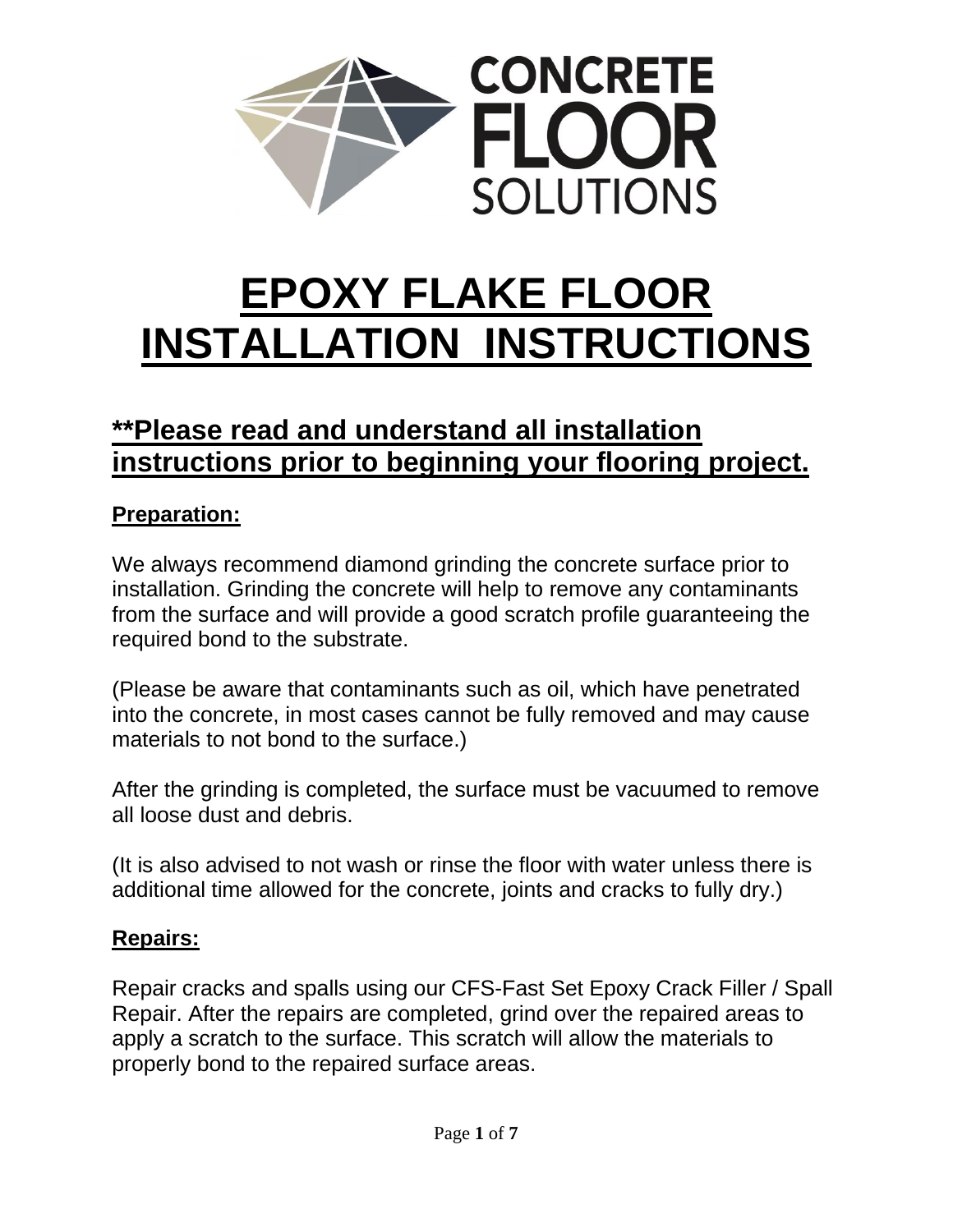# EPOXY FLAKE FLOOR INSTALLATION INSTRUCTIONS

## **Please read and understand all installation instructions prior to beginning your flooring project.

### Preparation:

We always recommend diamond grinding the concrete surface prior to installation. Grinding the concrete will help to remove any contaminants from the surface and will provide a good scratch profile guaranteeing the required bond to the substrate.

(Please be aware that contaminants such as oil, which have penetrated into the concrete, in most cases cannot be fully removed and may cause materials to not bond to the surface.)

After the grinding is completed, the surface must be vacuumed to remove all loose dust and debris.

(It is also advised to not wash or rinse the floor with water unless there is additional time allowed for the concrete, joints and cracks to fully dry.)

### Repairs:

Repair cracks and spalls using our CFS-Fast Set Epoxy Crack Filler / Spall Repair. After the repairs are completed, grind over the repaired areas to apply a scratch to the surface. This scratch will allow the materials to properly bond to the repaired surface areas.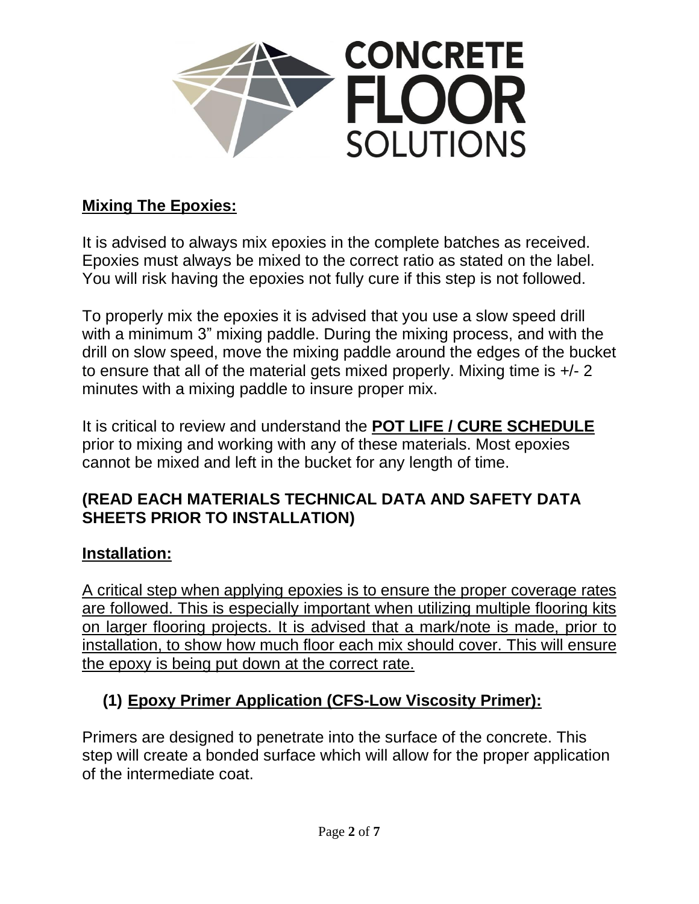CONCRETE FLOOR SOLUTIONS

## Mixing The Epoxies:

It is advised to always mix epoxies in the complete batches as received. Epoxies must always be mixed to the correct ratio as stated on the label. You will risk having the epoxies not fully cure if this step is not followed.

To properly mix the epoxies it is advised that you use a slow speed drill with a minimum 3” mixing paddle. During the mixing process, and with the drill on slow speed, move the mixing paddle around the edges of the bucket to ensure that all of the material gets mixed properly. Mixing time is +/- 2 minutes with a mixing paddle to insure proper mix.

It is critical to review and understand the **POT LIFE / CURE SCHEDULE** prior to mixing and working with any of these materials. Most epoxies cannot be mixed and left in the bucket for any length of time.

**(READ EACH MATERIALS TECHNICAL DATA AND SAFETY DATA SHEETS PRIOR TO INSTALLATION)**

## Installation:

A critical step when applying epoxies is to ensure the proper coverage rates are followed. This is especially important when utilizing multiple flooring kits on larger flooring projects. It is advised that a mark/note is made, prior to installation, to show how much floor each mix should cover. This will ensure the epoxy is being put down at the correct rate.

### (1) Epoxy Primer Application (CFS-Low Viscosity Primer):

Primers are designed to penetrate into the surface of the concrete. This step will create a bonded surface which will allow for the proper application of the intermediate coat.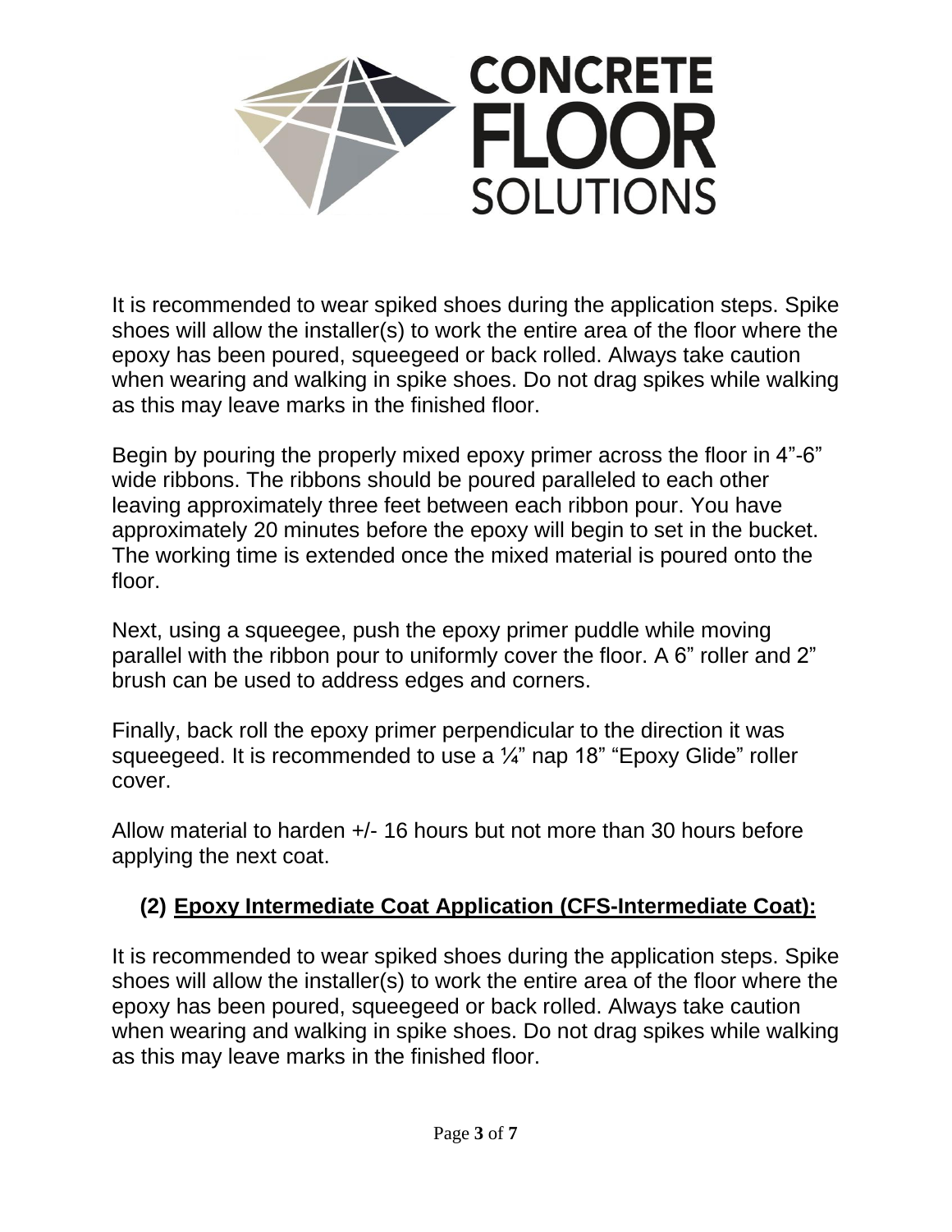It is recommended to wear spiked shoes during the application steps. Spike shoes will allow the installer(s) to work the entire area of the floor where the epoxy has been poured, squeegeed or back rolled. Always take caution when wearing and walking in spike shoes. Do not drag spikes while walking as this may leave marks in the finished floor.

Begin by pouring the properly mixed epoxy primer across the floor in 4”-6” wide ribbons. The ribbons should be poured paralleled to each other leaving approximately three feet between each ribbon pour. You have approximately 20 minutes before the epoxy will begin to set in the bucket. The working time is extended once the mixed material is poured onto the floor.

Next, using a squeegee, push the epoxy primer puddle while moving parallel with the ribbon pour to uniformly cover the floor. A 6” roller and 2” brush can be used to address edges and corners.

Finally, back roll the epoxy primer perpendicular to the direction it was squeegeed. It is recommended to use a ¼” nap 18” “Epoxy Glide” roller cover.

Allow material to harden +/- 16 hours but not more than 30 hours before applying the next coat.

## (2) Epoxy Intermediate Coat Application (CFS-Intermediate Coat):

It is recommended to wear spiked shoes during the application steps. Spike shoes will allow the installer(s) to work the entire area of the floor where the epoxy has been poured, squeegeed or back rolled. Always take caution when wearing and walking in spike shoes. Do not drag spikes while walking as this may leave marks in the finished floor.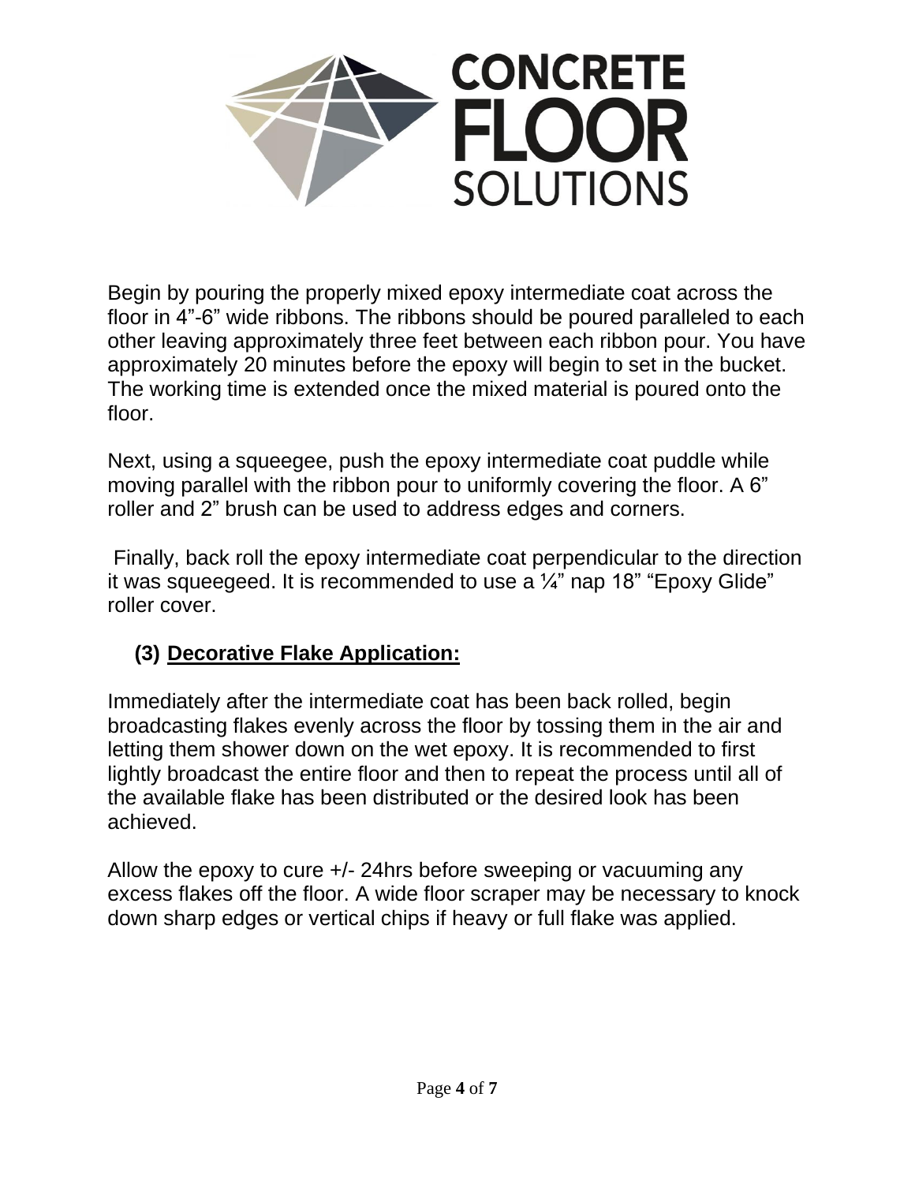Begin by pouring the properly mixed epoxy intermediate coat across the floor in 4”-6” wide ribbons. The ribbons should be poured paralleled to each other leaving approximately three feet between each ribbon pour. You have approximately 20 minutes before the epoxy will begin to set in the bucket. The working time is extended once the mixed material is poured onto the floor.

Next, using a squeegee, push the epoxy intermediate coat puddle while moving parallel with the ribbon pour to uniformly covering the floor. A 6” roller and 2” brush can be used to address edges and corners.

Finally, back roll the epoxy intermediate coat perpendicular to the direction it was squeegeed. It is recommended to use a ¼” nap 18” “Epoxy Glide” roller cover.

## (3) Decorative Flake Application:

Immediately after the intermediate coat has been back rolled, begin broadcasting flakes evenly across the floor by tossing them in the air and letting them shower down on the wet epoxy. It is recommended to first lightly broadcast the entire floor and then to repeat the process until all of the available flake has been distributed or the desired look has been achieved.

Allow the epoxy to cure +/- 24hrs before sweeping or vacuuming any excess flakes off the floor. A wide floor scraper may be necessary to knock down sharp edges or vertical chips if heavy or full flake was applied.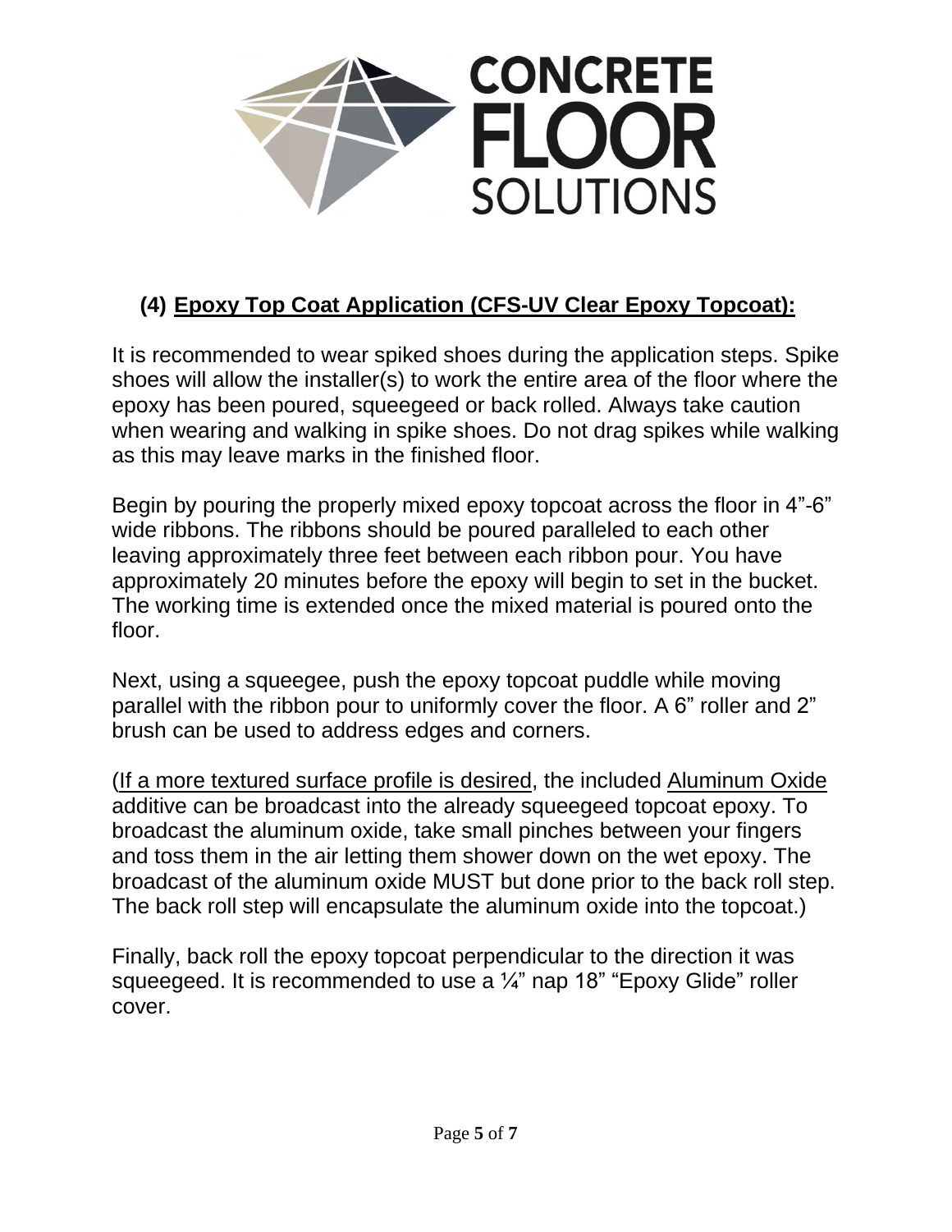**CONCRETE FLOOR SOLUTIONS**

## (4) Epoxy Top Coat Application (CFS-UV Clear Epoxy Topcoat):

It is recommended to wear spiked shoes during the application steps. Spike shoes will allow the installer(s) to work the entire area of the floor where the epoxy has been poured, squeegeed or back rolled. Always take caution when wearing and walking in spike shoes. Do not drag spikes while walking as this may leave marks in the finished floor.

Begin by pouring the properly mixed epoxy topcoat across the floor in 4"-6" wide ribbons. The ribbons should be poured paralleled to each other leaving approximately three feet between each ribbon pour. You have approximately 20 minutes before the epoxy will begin to set in the bucket. The working time is extended once the mixed material is poured onto the floor.

Next, using a squeegee, push the epoxy topcoat puddle while moving parallel with the ribbon pour to uniformly cover the floor. A 6" roller and 2" brush can be used to address edges and corners.

(If a more textured surface profile is desired, the included Aluminum Oxide additive can be broadcast into the already squeegeed topcoat epoxy. To broadcast the aluminum oxide, take small pinches between your fingers and toss them in the air letting them shower down on the wet epoxy. The broadcast of the aluminum oxide MUST but done prior to the back roll step. The back roll step will encapsulate the aluminum oxide into the topcoat.)

Finally, back roll the epoxy topcoat perpendicular to the direction it was squeegeed. It is recommended to use a ¼" nap 18" "Epoxy Glide" roller cover.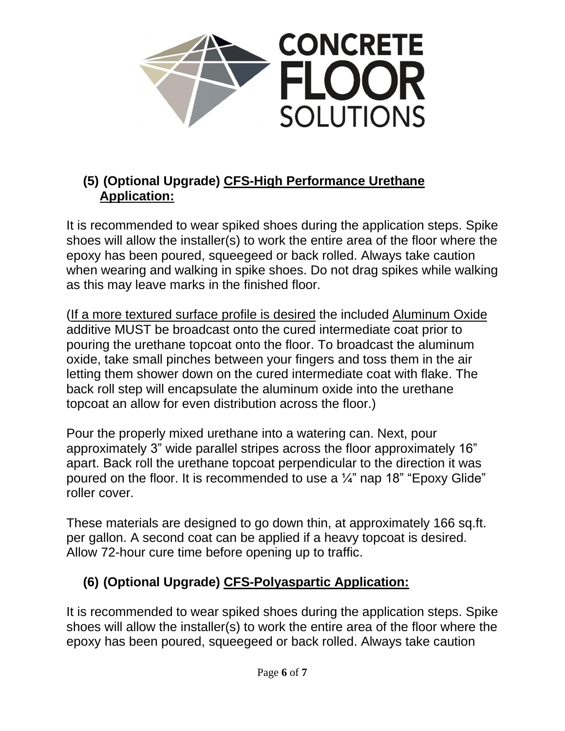## (5) (Optional Upgrade) CFS-High Performance Urethane Application:

It is recommended to wear spiked shoes during the application steps. Spike shoes will allow the installer(s) to work the entire area of the floor where the epoxy has been poured, squeegeed or back rolled. Always take caution when wearing and walking in spike shoes. Do not drag spikes while walking as this may leave marks in the finished floor.

(If a more textured surface profile is desired the included Aluminum Oxide additive MUST be broadcast onto the cured intermediate coat prior to pouring the urethane topcoat onto the floor. To broadcast the aluminum oxide, take small pinches between your fingers and toss them in the air letting them shower down on the cured intermediate coat with flake. The back roll step will encapsulate the aluminum oxide into the urethane topcoat an allow for even distribution across the floor.)

Pour the properly mixed urethane into a watering can. Next, pour approximately 3" wide parallel stripes across the floor approximately 16" apart. Back roll the urethane topcoat perpendicular to the direction it was poured on the floor. It is recommended to use a ¼" nap 18" "Epoxy Glide" roller cover.

These materials are designed to go down thin, at approximately 166 sq.ft. per gallon. A second coat can be applied if a heavy topcoat is desired. Allow 72-hour cure time before opening up to traffic.

## (6) (Optional Upgrade) CFS-Polyaspartic Application:

It is recommended to wear spiked shoes during the application steps. Spike shoes will allow the installer(s) to work the entire area of the floor where the epoxy has been poured, squeegeed or back rolled. Always take caution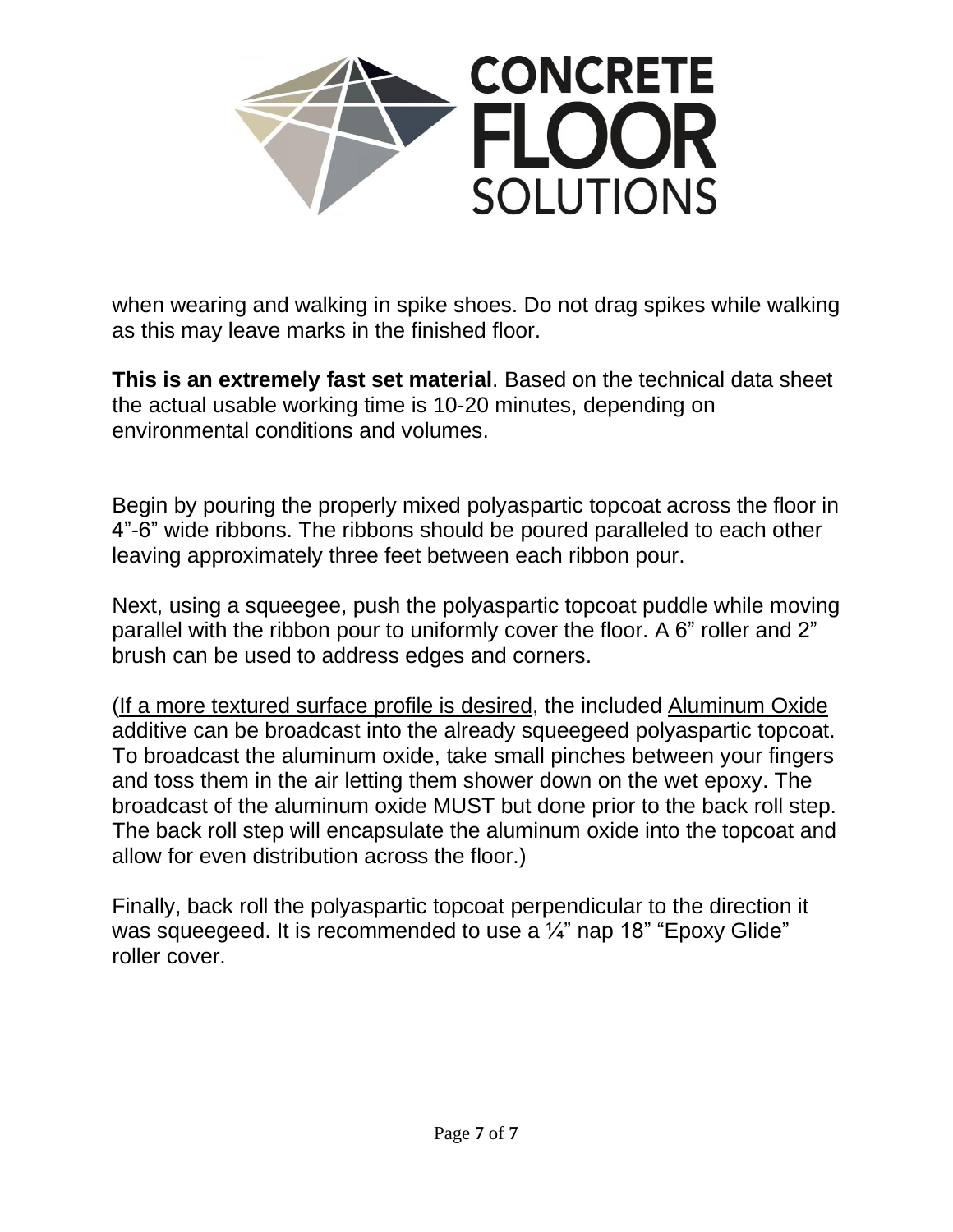when wearing and walking in spike shoes. Do not drag spikes while walking as this may leave marks in the finished floor.

**This is an extremely fast set material**. Based on the technical data sheet the actual usable working time is 10-20 minutes, depending on environmental conditions and volumes.

Begin by pouring the properly mixed polyaspartic topcoat across the floor in 4"-6" wide ribbons. The ribbons should be poured paralleled to each other leaving approximately three feet between each ribbon pour.

Next, using a squeegee, push the polyaspartic topcoat puddle while moving parallel with the ribbon pour to uniformly cover the floor. A 6" roller and 2" brush can be used to address edges and corners.

(<u>If a more textured surface profile is desired</u>, the included <u>Aluminum Oxide</u> additive can be broadcast into the already squeegeed polyaspartic topcoat. To broadcast the aluminum oxide, take small pinches between your fingers and toss them in the air letting them shower down on the wet epoxy. The broadcast of the aluminum oxide MUST but done prior to the back roll step. The back roll step will encapsulate the aluminum oxide into the topcoat and allow for even distribution across the floor.)

Finally, back roll the polyaspartic topcoat perpendicular to the direction it was squeegeed. It is recommended to use a ¼" nap 18" "Epoxy Glide" roller cover.